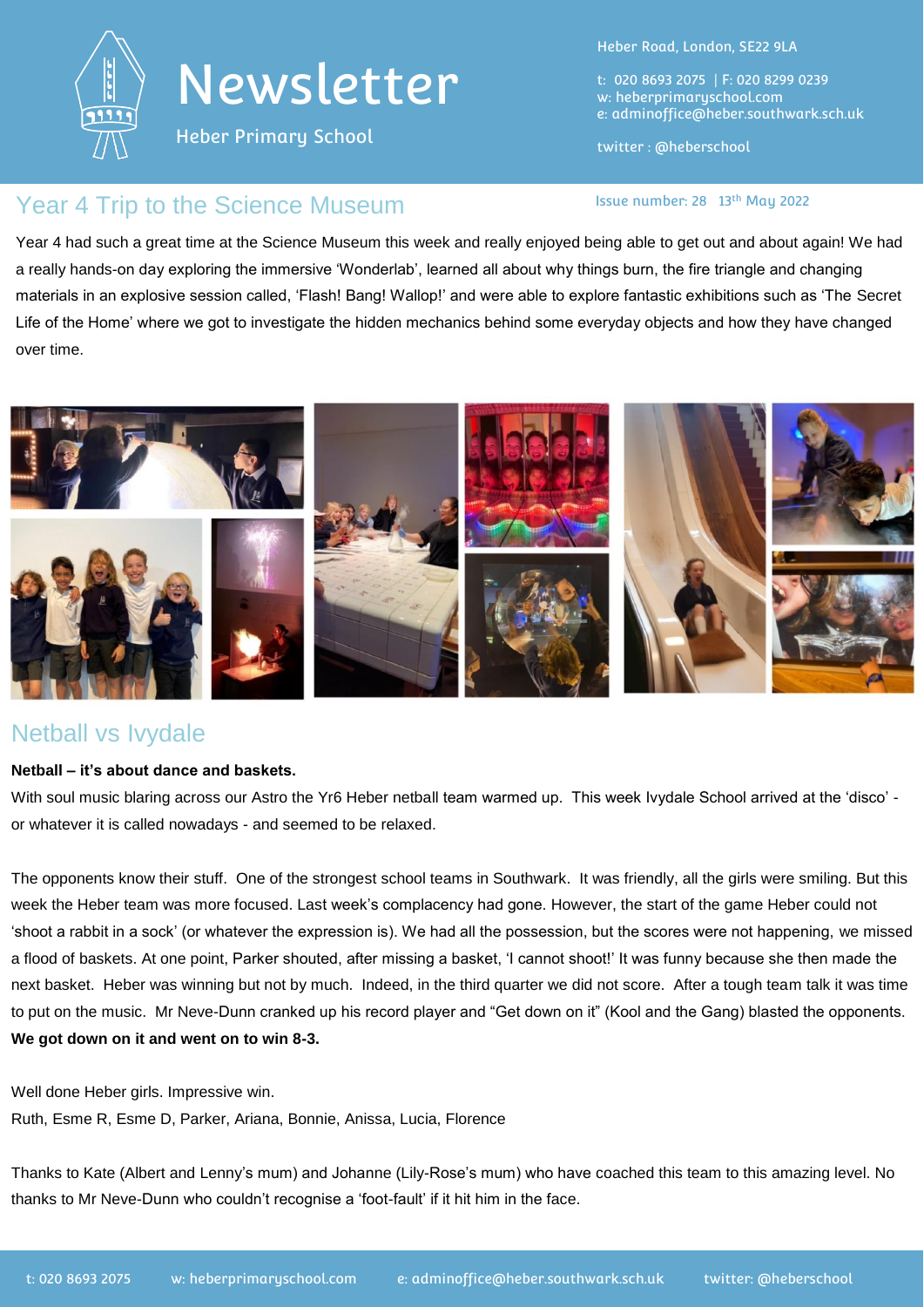# Newsletter

Heber Primary School

Heber Road, London, SE22 9LA

t: 020 8693 2075 | F: 020 8299 0239
w: heberprimaryschool.com
e: adminoffice@heber.southwark.sch.uk

twitter : @heberschool

Issue number: 28 13th May 2022

## Year 4 Trip to the Science Museum

Year 4 had such a great time at the Science Museum this week and really enjoyed being able to get out and about again! We had a really hands-on day exploring the immersive 'Wonderlab', learned all about why things burn, the fire triangle and changing materials in an explosive session called, 'Flash! Bang! Wallop!' and were able to explore fantastic exhibitions such as 'The Secret Life of the Home' where we got to investigate the hidden mechanics behind some everyday objects and how they have changed over time.

## Netball vs Ivydale

**Netball – it's about dance and baskets.**

With soul music blaring across our Astro the Yr6 Heber netball team warmed up. This week Ivydale School arrived at the 'disco' - or whatever it is called nowadays - and seemed to be relaxed.

The opponents know their stuff. One of the strongest school teams in Southwark. It was friendly, all the girls were smiling. But this week the Heber team was more focused. Last week's complacency had gone. However, the start of the game Heber could not 'shoot a rabbit in a sock' (or whatever the expression is). We had all the possession, but the scores were not happening, we missed a flood of baskets. At one point, Parker shouted, after missing a basket, 'I cannot shoot!' It was funny because she then made the next basket. Heber was winning but not by much. Indeed, in the third quarter we did not score. After a tough team talk it was time to put on the music. Mr Neve-Dunn cranked up his record player and "Get down on it" (Kool and the Gang) blasted the opponents. **We got down on it and went on to win 8-3.**

Well done Heber girls. Impressive win.
Ruth, Esme R, Esme D, Parker, Ariana, Bonnie, Anissa, Lucia, Florence

Thanks to Kate (Albert and Lenny's mum) and Johanne (Lily-Rose's mum) who have coached this team to this amazing level. No thanks to Mr Neve-Dunn who couldn't recognise a 'foot-fault' if it hit him in the face.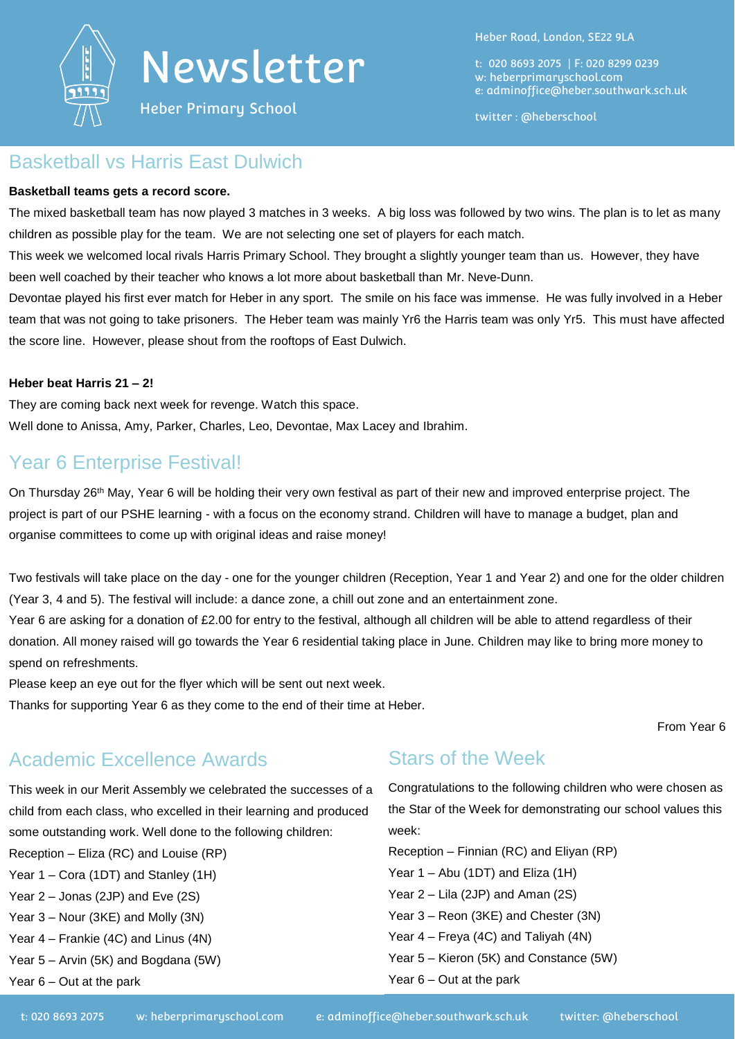# Newsletter

Heber Primary School

Heber Road, London, SE22 9LA

t: 020 8693 2075 | F: 020 8299 0239
w: heberprimaryschool.com
e: adminoffice@heber.southwark.sch.uk

twitter : @heberschool

## Basketball vs Harris East Dulwich

**Basketball teams gets a record score.**

The mixed basketball team has now played 3 matches in 3 weeks. A big loss was followed by two wins. The plan is to let as many children as possible play for the team. We are not selecting one set of players for each match.

This week we welcomed local rivals Harris Primary School. They brought a slightly younger team than us. However, they have been well coached by their teacher who knows a lot more about basketball than Mr. Neve-Dunn.

Devontae played his first ever match for Heber in any sport. The smile on his face was immense. He was fully involved in a Heber team that was not going to take prisoners. The Heber team was mainly Yr6 the Harris team was only Yr5. This must have affected the score line. However, please shout from the rooftops of East Dulwich.

**Heber beat Harris 21 – 2!**

They are coming back next week for revenge. Watch this space.

Well done to Anissa, Amy, Parker, Charles, Leo, Devontae, Max Lacey and Ibrahim.

## Year 6 Enterprise Festival!

On Thursday 26th May, Year 6 will be holding their very own festival as part of their new and improved enterprise project. The project is part of our PSHE learning - with a focus on the economy strand. Children will have to manage a budget, plan and organise committees to come up with original ideas and raise money!

Two festivals will take place on the day - one for the younger children (Reception, Year 1 and Year 2) and one for the older children (Year 3, 4 and 5). The festival will include: a dance zone, a chill out zone and an entertainment zone.

Year 6 are asking for a donation of £2.00 for entry to the festival, although all children will be able to attend regardless of their donation. All money raised will go towards the Year 6 residential taking place in June. Children may like to bring more money to spend on refreshments.

Please keep an eye out for the flyer which will be sent out next week.

Thanks for supporting Year 6 as they come to the end of their time at Heber.

From Year 6

## Academic Excellence Awards

This week in our Merit Assembly we celebrated the successes of a child from each class, who excelled in their learning and produced some outstanding work. Well done to the following children:

Reception – Eliza (RC) and Louise (RP)
Year 1 – Cora (1DT) and Stanley (1H)
Year 2 – Jonas (2JP) and Eve (2S)
Year 3 – Nour (3KE) and Molly (3N)
Year 4 – Frankie (4C) and Linus (4N)
Year 5 – Arvin (5K) and Bogdana (5W)
Year 6 – Out at the park

## Stars of the Week

Congratulations to the following children who were chosen as the Star of the Week for demonstrating our school values this week:

Reception – Finnian (RC) and Eliyan (RP)
Year 1 – Abu (1DT) and Eliza (1H)
Year 2 – Lila (2JP) and Aman (2S)
Year 3 – Reon (3KE) and Chester (3N)
Year 4 – Freya (4C) and Taliyah (4N)
Year 5 – Kieron (5K) and Constance (5W)
Year 6 – Out at the park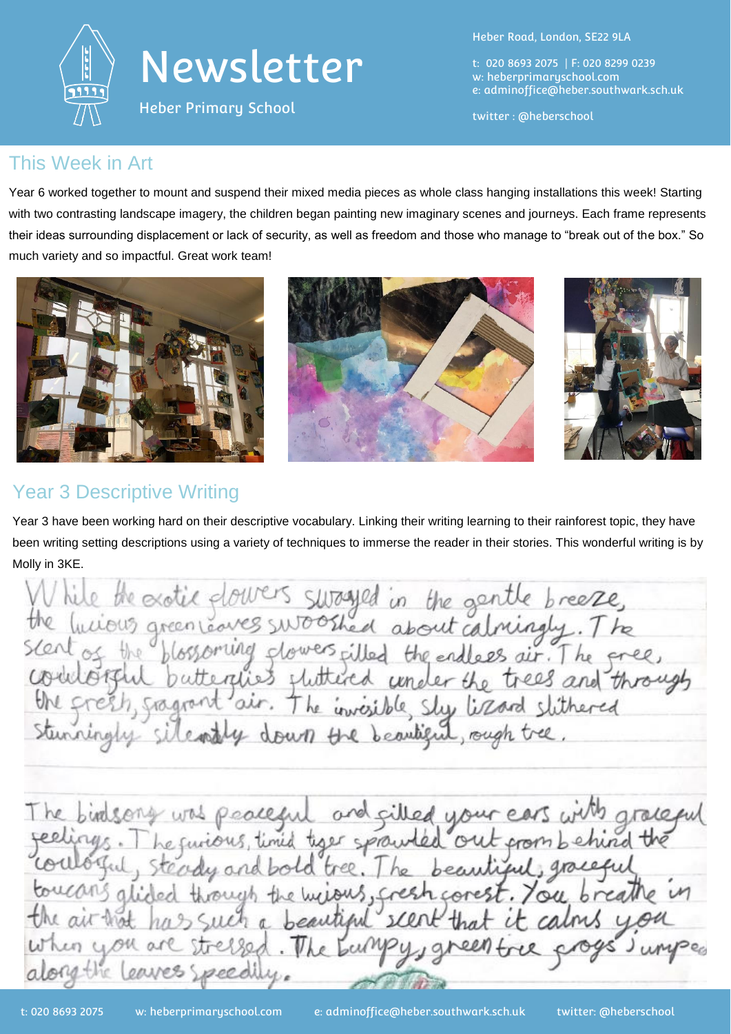# Newsletter

Heber Primary School

Heber Road, London, SE22 9LA

t: 020 8693 2075 | F: 020 8299 0239
w: heberprimaryschool.com
e: adminoffice@heber.southwark.sch.uk

twitter : @heberschool

## This Week in Art

Year 6 worked together to mount and suspend their mixed media pieces as whole class hanging installations this week! Starting with two contrasting landscape imagery, the children began painting new imaginary scenes and journeys. Each frame represents their ideas surrounding displacement or lack of security, as well as freedom and those who manage to "break out of the box." So much variety and so impactful. Great work team!

## Year 3 Descriptive Writing

Year 3 have been working hard on their descriptive vocabulary. Linking their writing learning to their rainforest topic, they have been writing setting descriptions using a variety of techniques to immerse the reader in their stories. This wonderful writing is by Molly in 3KE.

While the exotic flowers swayed in the gentle breeze, the lucious green leaves swooshed about calmingly. The scent of the blossoming flowers filled the endless air. The free, colourful butterflies fluttered under the trees and through the fresh, fragrant air. The invisible, sly lizard slithered stunningly silently down the beautiful, rough tree.

The birdsong was peaceful and filled your ears with graceful feelings. The furious, timid tiger sprawled out from behind the coulorful, steady and bold tree. The beautiful, graceful toucans glided through the lucious, fresh forest. You breathe in the air that has such a beautiful scent that it calms you when you are stressed. The bumpy, green tree frogs jumped along the leaves speedily.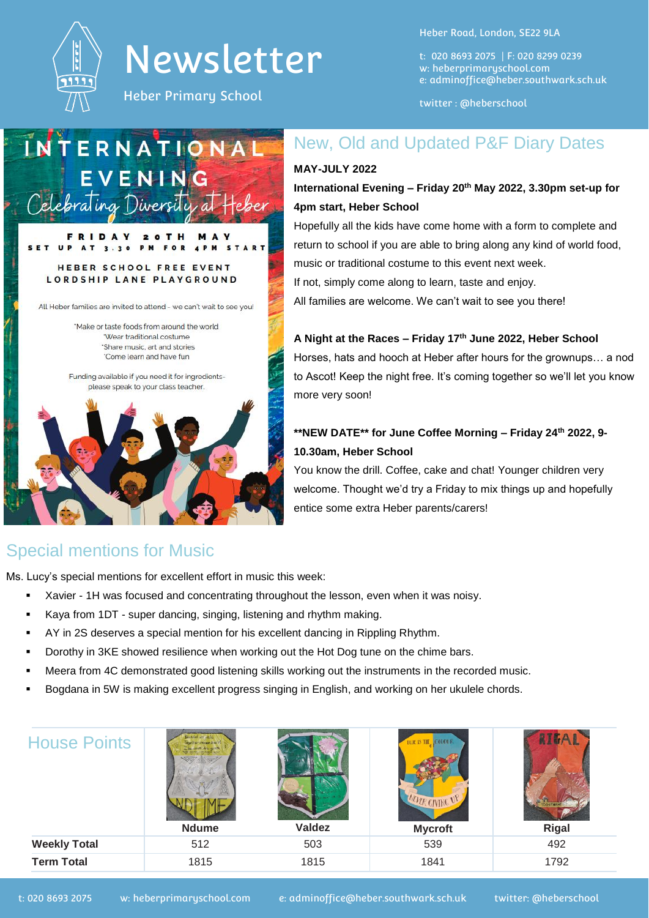# Newsletter

Heber Primary School

Heber Road, London, SE22 9LA

t: 020 8693 2075 | F: 020 8299 0239
w: heberprimaryschool.com
e: adminoffice@heber.southwark.sch.uk

twitter : @heberschool

INTERNATIONAL EVENING
Celebrating Diversity at Heber

FRIDAY 20TH MAY
SET UP AT 3.30 PM FOR 4PM START

HEBER SCHOOL FREE EVENT
LORDSHIP LANE PLAYGROUND

All Heber families are invited to attend - we can't wait to see you!

*Make or taste foods from around the world
*Wear traditional costume
*Share music, art and stories
*Come learn and have fun

Funding available if you need it for ingredients- please speak to your class teacher.

## New, Old and Updated P&F Diary Dates

**MAY-JULY 2022**

**International Evening – Friday 20th May 2022, 3.30pm set-up for 4pm start, Heber School**

Hopefully all the kids have come home with a form to complete and return to school if you are able to bring along any kind of world food, music or traditional costume to this event next week.
If not, simply come along to learn, taste and enjoy.
All families are welcome. We can't wait to see you there!

**A Night at the Races – Friday 17th June 2022, Heber School**

Horses, hats and hooch at Heber after hours for the grownups… a nod to Ascot! Keep the night free. It's coming together so we'll let you know more very soon!

**\*\*NEW DATE\*\* for June Coffee Morning – Friday 24th 2022, 9-10.30am, Heber School**

You know the drill. Coffee, cake and chat! Younger children very welcome. Thought we'd try a Friday to mix things up and hopefully entice some extra Heber parents/carers!

## Special mentions for Music

Ms. Lucy's special mentions for excellent effort in music this week:

- Xavier - 1H was focused and concentrating throughout the lesson, even when it was noisy.
- Kaya from 1DT - super dancing, singing, listening and rhythm making.
- AY in 2S deserves a special mention for his excellent dancing in Rippling Rhythm.
- Dorothy in 3KE showed resilience when working out the Hot Dog tune on the chime bars.
- Meera from 4C demonstrated good listening skills working out the instruments in the recorded music.
- Bogdana in 5W is making excellent progress singing in English, and working on her ukulele chords.

## House Points

| | Ndume | Valdez | Mycroft | Rigal |
|---|---|---|---|---|
| **Weekly Total** | 512 | 503 | 539 | 492 |
| **Term Total** | 1815 | 1815 | 1841 | 1792 |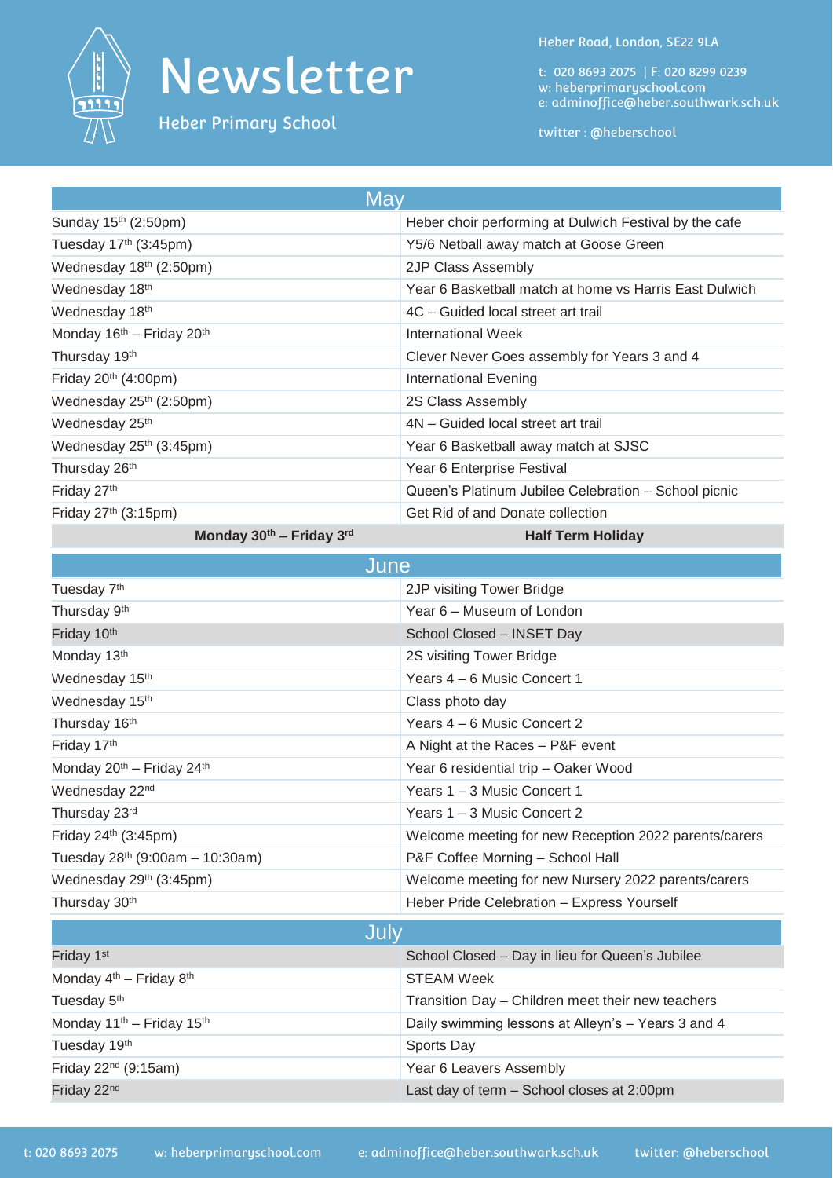# Newsletter

Heber Primary School

Heber Road, London, SE22 9LA

t: 020 8693 2075 | F: 020 8299 0239
w: heberprimaryschool.com
e: adminoffice@heber.southwark.sch.uk

twitter : @heberschool

| May | |
|---|---|
| Sunday 15th (2:50pm) | Heber choir performing at Dulwich Festival by the cafe |
| Tuesday 17th (3:45pm) | Y5/6 Netball away match at Goose Green |
| Wednesday 18th (2:50pm) | 2JP Class Assembly |
| Wednesday 18th | Year 6 Basketball match at home vs Harris East Dulwich |
| Wednesday 18th | 4C – Guided local street art trail |
| Monday 16th – Friday 20th | International Week |
| Thursday 19th | Clever Never Goes assembly for Years 3 and 4 |
| Friday 20th (4:00pm) | International Evening |
| Wednesday 25th (2:50pm) | 2S Class Assembly |
| Wednesday 25th | 4N – Guided local street art trail |
| Wednesday 25th (3:45pm) | Year 6 Basketball away match at SJSC |
| Thursday 26th | Year 6 Enterprise Festival |
| Friday 27th | Queen's Platinum Jubilee Celebration – School picnic |
| Friday 27th (3:15pm) | Get Rid of and Donate collection |
| **Monday 30th – Friday 3rd** | **Half Term Holiday** |

| June | |
|---|---|
| Tuesday 7th | 2JP visiting Tower Bridge |
| Thursday 9th | Year 6 – Museum of London |
| Friday 10th | School Closed – INSET Day |
| Monday 13th | 2S visiting Tower Bridge |
| Wednesday 15th | Years 4 – 6 Music Concert 1 |
| Wednesday 15th | Class photo day |
| Thursday 16th | Years 4 – 6 Music Concert 2 |
| Friday 17th | A Night at the Races – P&F event |
| Monday 20th – Friday 24th | Year 6 residential trip – Oaker Wood |
| Wednesday 22nd | Years 1 – 3 Music Concert 1 |
| Thursday 23rd | Years 1 – 3 Music Concert 2 |
| Friday 24th (3:45pm) | Welcome meeting for new Reception 2022 parents/carers |
| Tuesday 28th (9:00am – 10:30am) | P&F Coffee Morning – School Hall |
| Wednesday 29th (3:45pm) | Welcome meeting for new Nursery 2022 parents/carers |
| Thursday 30th | Heber Pride Celebration – Express Yourself |

| July | |
|---|---|
| Friday 1st | School Closed – Day in lieu for Queen's Jubilee |
| Monday 4th – Friday 8th | STEAM Week |
| Tuesday 5th | Transition Day – Children meet their new teachers |
| Monday 11th – Friday 15th | Daily swimming lessons at Alleyn's – Years 3 and 4 |
| Tuesday 19th | Sports Day |
| Friday 22nd (9:15am) | Year 6 Leavers Assembly |
| Friday 22nd | Last day of term – School closes at 2:00pm |